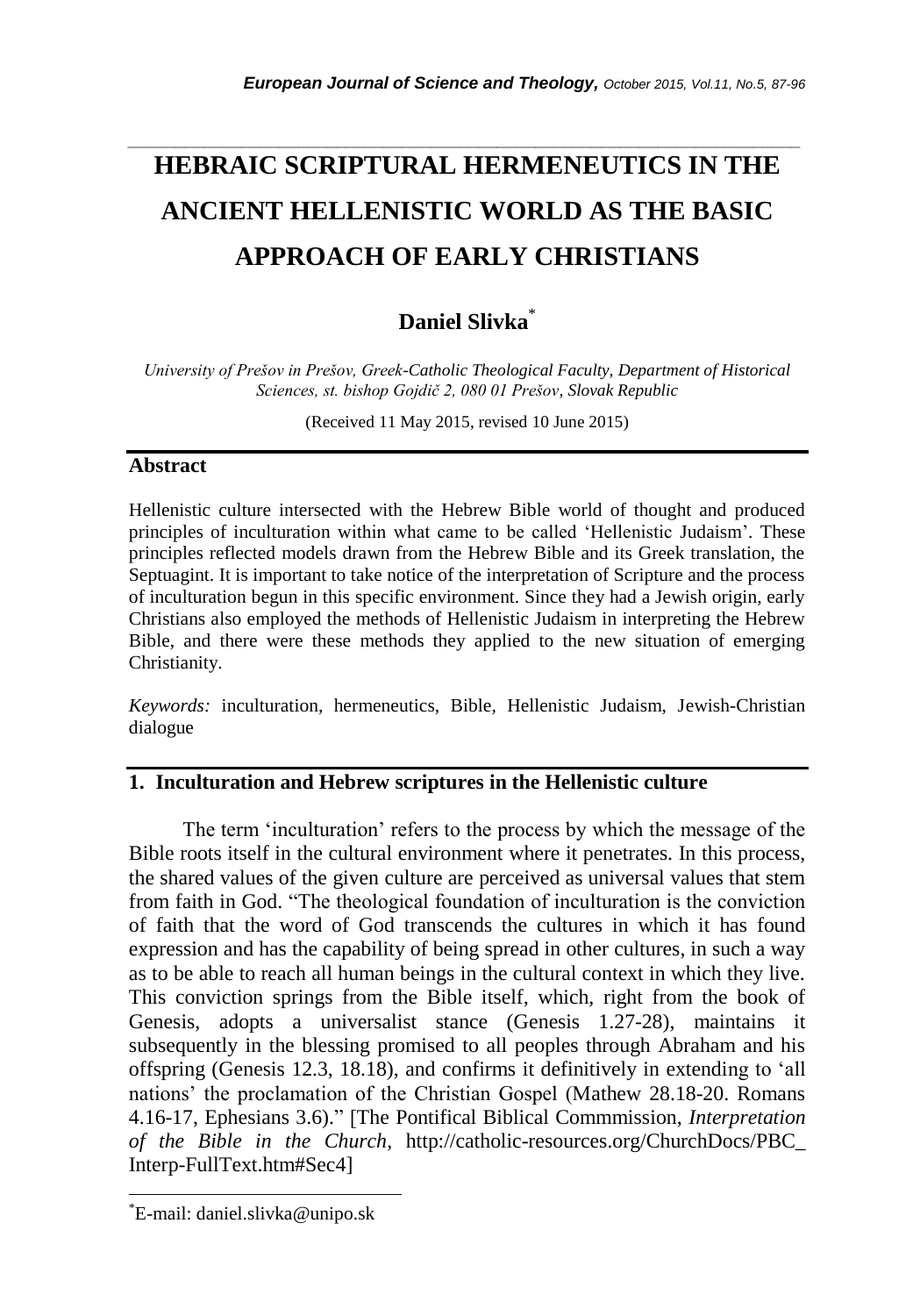# HEBRAIC SCRIPTURAL HERMENEUTICS IN THE ANCIENT HELLENISTIC WORLD AS THE BASIC APPROACH OF EARLY CHRISTIANS

**Daniel Slivka[*]**

*University of Prešov in Prešov, Greek-Catholic Theological Faculty, Department of Historical Sciences, st. bishop Gojdič 2, 080 01 Prešov, Slovak Republic*

(Received 11 May 2015, revised 10 June 2015)

## Abstract

Hellenistic culture intersected with the Hebrew Bible world of thought and produced principles of inculturation within what came to be called 'Hellenistic Judaism'. These principles reflected models drawn from the Hebrew Bible and its Greek translation, the Septuagint. It is important to take notice of the interpretation of Scripture and the process of inculturation begun in this specific environment. Since they had a Jewish origin, early Christians also employed the methods of Hellenistic Judaism in interpreting the Hebrew Bible, and there were these methods they applied to the new situation of emerging Christianity.

*Keywords:* inculturation, hermeneutics, Bible, Hellenistic Judaism, Jewish-Christian dialogue

## 1. Inculturation and Hebrew scriptures in the Hellenistic culture

The term 'inculturation' refers to the process by which the message of the Bible roots itself in the cultural environment where it penetrates. In this process, the shared values of the given culture are perceived as universal values that stem from faith in God. "The theological foundation of inculturation is the conviction of faith that the word of God transcends the cultures in which it has found expression and has the capability of being spread in other cultures, in such a way as to be able to reach all human beings in the cultural context in which they live. This conviction springs from the Bible itself, which, right from the book of Genesis, adopts a universalist stance (Genesis 1.27-28), maintains it subsequently in the blessing promised to all peoples through Abraham and his offspring (Genesis 12.3, 18.18), and confirms it definitively in extending to 'all nations' the proclamation of the Christian Gospel (Mathew 28.18-20. Romans 4.16-17, Ephesians 3.6)." [The Pontifical Biblical Commmission, *Interpretation of the Bible in the Church*, http://catholic-resources.org/ChurchDocs/PBC_Interp-FullText.htm#Sec4]

---

[*] E-mail: daniel.slivka@unipo.sk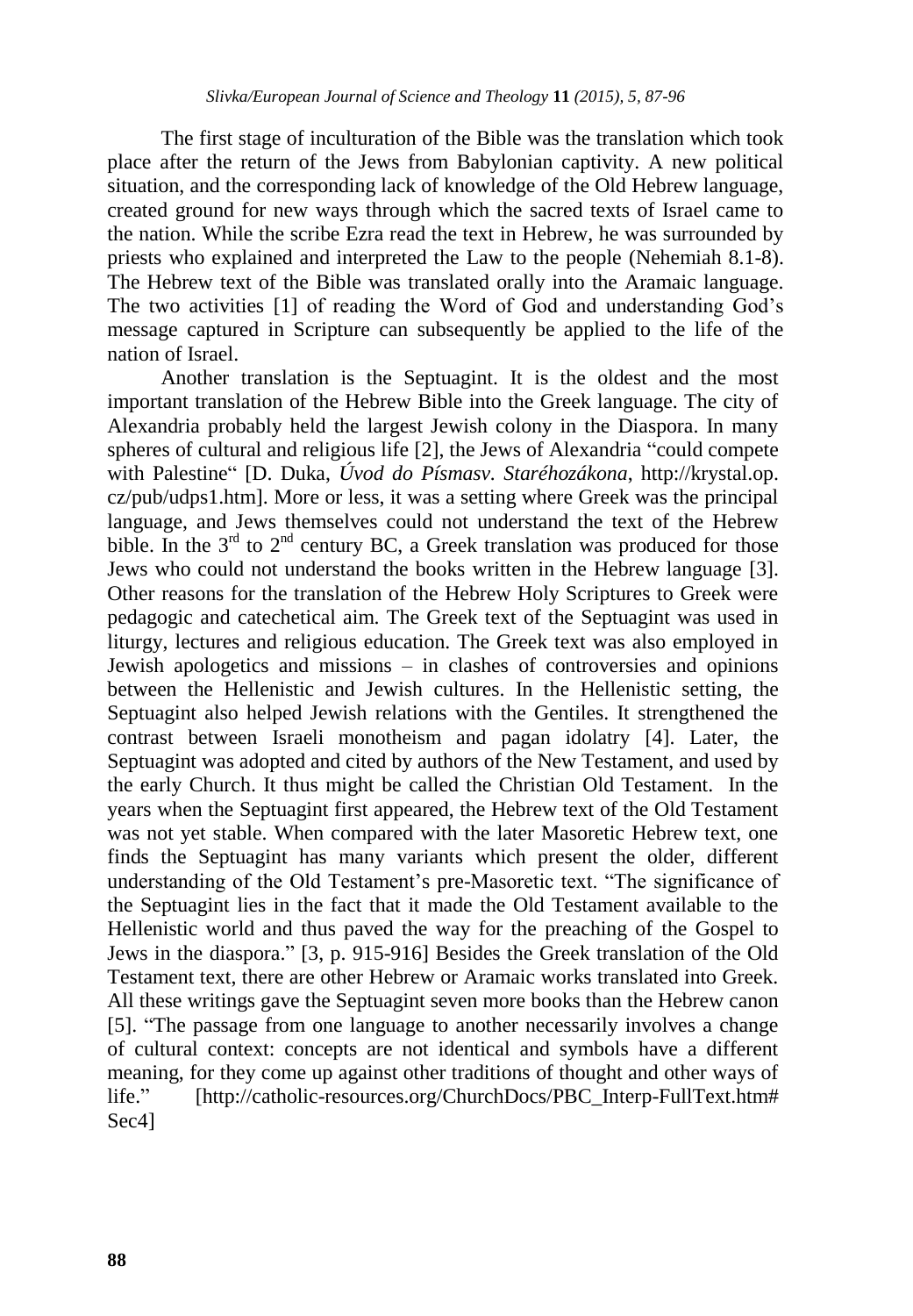The first stage of inculturation of the Bible was the translation which took place after the return of the Jews from Babylonian captivity. A new political situation, and the corresponding lack of knowledge of the Old Hebrew language, created ground for new ways through which the sacred texts of Israel came to the nation. While the scribe Ezra read the text in Hebrew, he was surrounded by priests who explained and interpreted the Law to the people (Nehemiah 8.1-8). The Hebrew text of the Bible was translated orally into the Aramaic language. The two activities [1] of reading the Word of God and understanding God's message captured in Scripture can subsequently be applied to the life of the nation of Israel.

Another translation is the Septuagint. It is the oldest and the most important translation of the Hebrew Bible into the Greek language. The city of Alexandria probably held the largest Jewish colony in the Diaspora. In many spheres of cultural and religious life [2], the Jews of Alexandria "could compete with Palestine" [D. Duka, *Úvod do Písmasv. Staréhozákona*, http://krystal.op.cz/pub/udps1.htm]. More or less, it was a setting where Greek was the principal language, and Jews themselves could not understand the text of the Hebrew bible. In the 3rd to 2nd century BC, a Greek translation was produced for those Jews who could not understand the books written in the Hebrew language [3]. Other reasons for the translation of the Hebrew Holy Scriptures to Greek were pedagogic and catechetical aim. The Greek text of the Septuagint was used in liturgy, lectures and religious education. The Greek text was also employed in Jewish apologetics and missions – in clashes of controversies and opinions between the Hellenistic and Jewish cultures. In the Hellenistic setting, the Septuagint also helped Jewish relations with the Gentiles. It strengthened the contrast between Israeli monotheism and pagan idolatry [4]. Later, the Septuagint was adopted and cited by authors of the New Testament, and used by the early Church. It thus might be called the Christian Old Testament. In the years when the Septuagint first appeared, the Hebrew text of the Old Testament was not yet stable. When compared with the later Masoretic Hebrew text, one finds the Septuagint has many variants which present the older, different understanding of the Old Testament's pre-Masoretic text. "The significance of the Septuagint lies in the fact that it made the Old Testament available to the Hellenistic world and thus paved the way for the preaching of the Gospel to Jews in the diaspora." [3, p. 915-916] Besides the Greek translation of the Old Testament text, there are other Hebrew or Aramaic works translated into Greek. All these writings gave the Septuagint seven more books than the Hebrew canon [5]. "The passage from one language to another necessarily involves a change of cultural context: concepts are not identical and symbols have a different meaning, for they come up against other traditions of thought and other ways of life." [http://catholic-resources.org/ChurchDocs/PBC_Interp-FullText.htm#Sec4]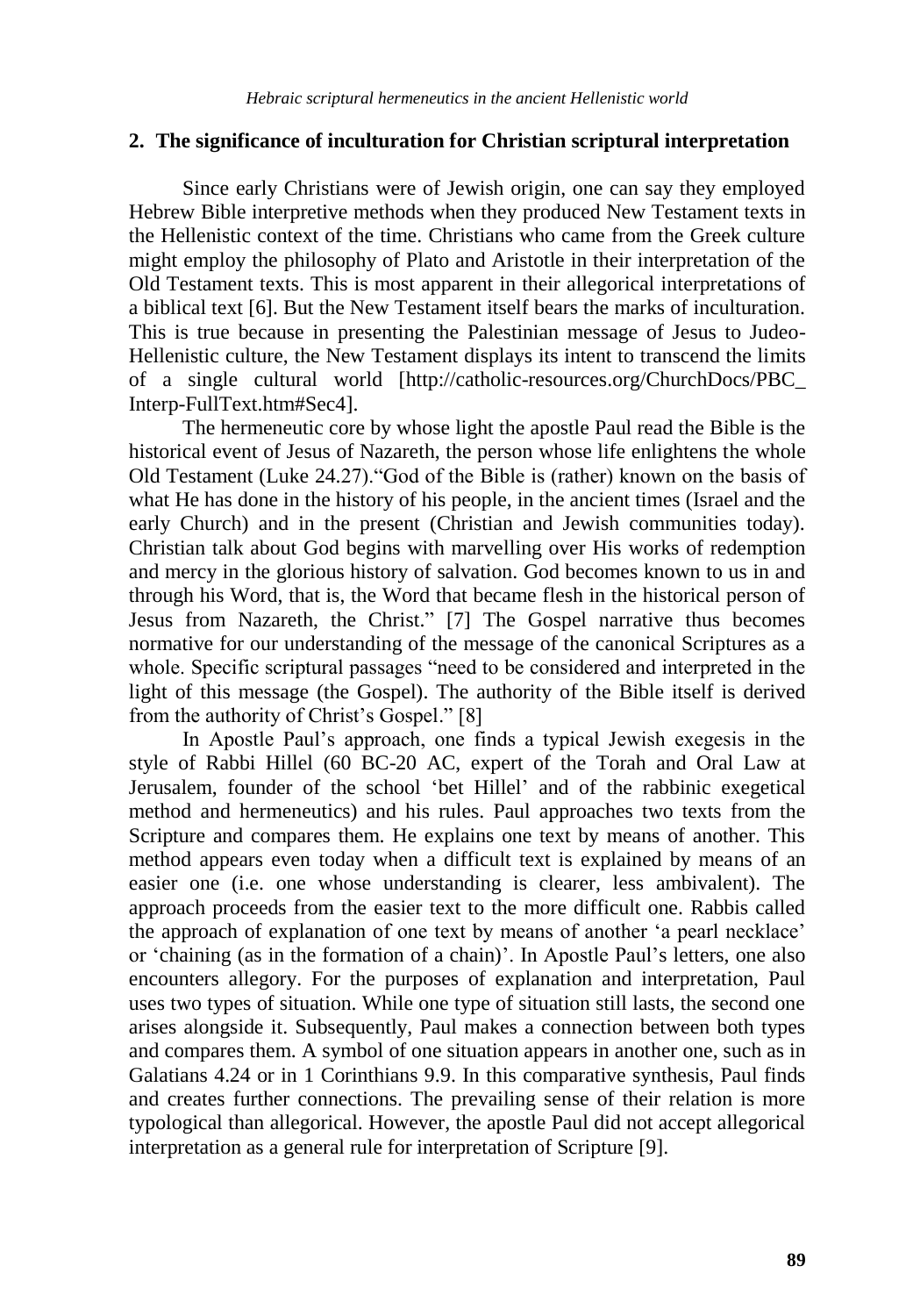## 2. The significance of inculturation for Christian scriptural interpretation

Since early Christians were of Jewish origin, one can say they employed Hebrew Bible interpretive methods when they produced New Testament texts in the Hellenistic context of the time. Christians who came from the Greek culture might employ the philosophy of Plato and Aristotle in their interpretation of the Old Testament texts. This is most apparent in their allegorical interpretations of a biblical text [6]. But the New Testament itself bears the marks of inculturation. This is true because in presenting the Palestinian message of Jesus to Judeo-Hellenistic culture, the New Testament displays its intent to transcend the limits of a single cultural world [http://catholic-resources.org/ChurchDocs/PBC_Interp-FullText.htm#Sec4].

The hermeneutic core by whose light the apostle Paul read the Bible is the historical event of Jesus of Nazareth, the person whose life enlightens the whole Old Testament (Luke 24.27)."God of the Bible is (rather) known on the basis of what He has done in the history of his people, in the ancient times (Israel and the early Church) and in the present (Christian and Jewish communities today). Christian talk about God begins with marvelling over His works of redemption and mercy in the glorious history of salvation. God becomes known to us in and through his Word, that is, the Word that became flesh in the historical person of Jesus from Nazareth, the Christ." [7] The Gospel narrative thus becomes normative for our understanding of the message of the canonical Scriptures as a whole. Specific scriptural passages "need to be considered and interpreted in the light of this message (the Gospel). The authority of the Bible itself is derived from the authority of Christ's Gospel." [8]

In Apostle Paul's approach, one finds a typical Jewish exegesis in the style of Rabbi Hillel (60 BC-20 AC, expert of the Torah and Oral Law at Jerusalem, founder of the school 'bet Hillel' and of the rabbinic exegetical method and hermeneutics) and his rules. Paul approaches two texts from the Scripture and compares them. He explains one text by means of another. This method appears even today when a difficult text is explained by means of an easier one (i.e. one whose understanding is clearer, less ambivalent). The approach proceeds from the easier text to the more difficult one. Rabbis called the approach of explanation of one text by means of another 'a pearl necklace' or 'chaining (as in the formation of a chain)'. In Apostle Paul's letters, one also encounters allegory. For the purposes of explanation and interpretation, Paul uses two types of situation. While one type of situation still lasts, the second one arises alongside it. Subsequently, Paul makes a connection between both types and compares them. A symbol of one situation appears in another one, such as in Galatians 4.24 or in 1 Corinthians 9.9. In this comparative synthesis, Paul finds and creates further connections. The prevailing sense of their relation is more typological than allegorical. However, the apostle Paul did not accept allegorical interpretation as a general rule for interpretation of Scripture [9].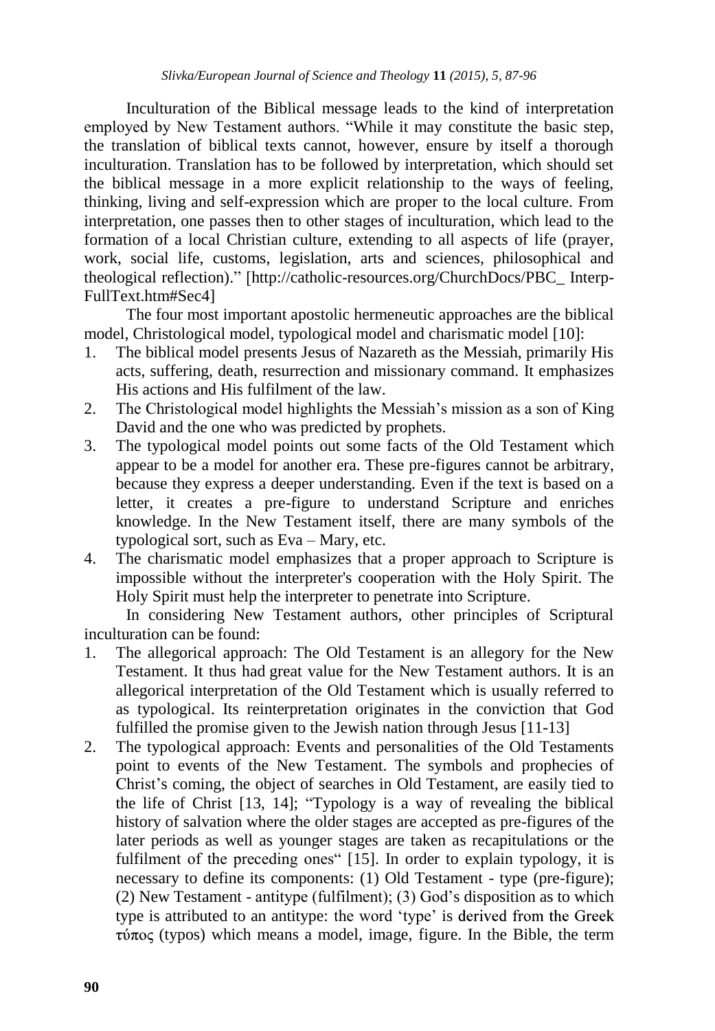Inculturation of the Biblical message leads to the kind of interpretation employed by New Testament authors. "While it may constitute the basic step, the translation of biblical texts cannot, however, ensure by itself a thorough inculturation. Translation has to be followed by interpretation, which should set the biblical message in a more explicit relationship to the ways of feeling, thinking, living and self-expression which are proper to the local culture. From interpretation, one passes then to other stages of inculturation, which lead to the formation of a local Christian culture, extending to all aspects of life (prayer, work, social life, customs, legislation, arts and sciences, philosophical and theological reflection)." [http://catholic-resources.org/ChurchDocs/PBC_ Interp-FullText.htm#Sec4]

The four most important apostolic hermeneutic approaches are the biblical model, Christological model, typological model and charismatic model [10]:

1. The biblical model presents Jesus of Nazareth as the Messiah, primarily His acts, suffering, death, resurrection and missionary command. It emphasizes His actions and His fulfilment of the law.
2. The Christological model highlights the Messiah's mission as a son of King David and the one who was predicted by prophets.
3. The typological model points out some facts of the Old Testament which appear to be a model for another era. These pre-figures cannot be arbitrary, because they express a deeper understanding. Even if the text is based on a letter, it creates a pre-figure to understand Scripture and enriches knowledge. In the New Testament itself, there are many symbols of the typological sort, such as Eva – Mary, etc.
4. The charismatic model emphasizes that a proper approach to Scripture is impossible without the interpreter's cooperation with the Holy Spirit. The Holy Spirit must help the interpreter to penetrate into Scripture.

In considering New Testament authors, other principles of Scriptural inculturation can be found:

1. The allegorical approach: The Old Testament is an allegory for the New Testament. It thus had great value for the New Testament authors. It is an allegorical interpretation of the Old Testament which is usually referred to as typological. Its reinterpretation originates in the conviction that God fulfilled the promise given to the Jewish nation through Jesus [11-13]
2. The typological approach: Events and personalities of the Old Testaments point to events of the New Testament. The symbols and prophecies of Christ's coming, the object of searches in Old Testament, are easily tied to the life of Christ [13, 14]; "Typology is a way of revealing the biblical history of salvation where the older stages are accepted as pre-figures of the later periods as well as younger stages are taken as recapitulations or the fulfilment of the preceding ones" [15]. In order to explain typology, it is necessary to define its components: (1) Old Testament - type (pre-figure); (2) New Testament - antitype (fulfilment); (3) God's disposition as to which type is attributed to an antitype: the word 'type' is derived from the Greek τύπος (typos) which means a model, image, figure. In the Bible, the term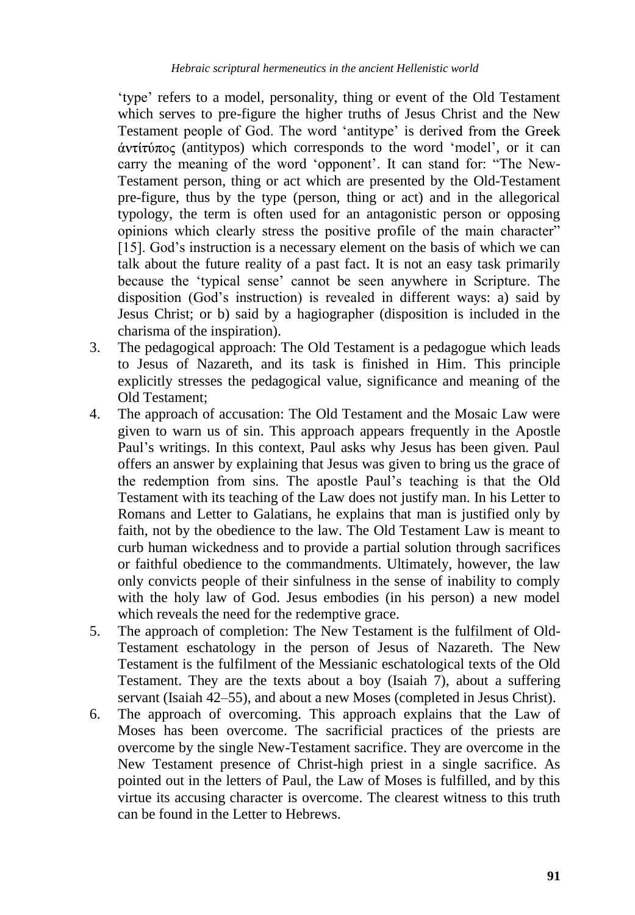'type' refers to a model, personality, thing or event of the Old Testament which serves to pre-figure the higher truths of Jesus Christ and the New Testament people of God. The word 'antitype' is derived from the Greek ἀντίτύπος (antitypos) which corresponds to the word 'model', or it can carry the meaning of the word 'opponent'. It can stand for: "The New-Testament person, thing or act which are presented by the Old-Testament pre-figure, thus by the type (person, thing or act) and in the allegorical typology, the term is often used for an antagonistic person or opposing opinions which clearly stress the positive profile of the main character" [15]. God's instruction is a necessary element on the basis of which we can talk about the future reality of a past fact. It is not an easy task primarily because the 'typical sense' cannot be seen anywhere in Scripture. The disposition (God's instruction) is revealed in different ways: a) said by Jesus Christ; or b) said by a hagiographer (disposition is included in the charisma of the inspiration).

3. The pedagogical approach: The Old Testament is a pedagogue which leads to Jesus of Nazareth, and its task is finished in Him. This principle explicitly stresses the pedagogical value, significance and meaning of the Old Testament;
4. The approach of accusation: The Old Testament and the Mosaic Law were given to warn us of sin. This approach appears frequently in the Apostle Paul's writings. In this context, Paul asks why Jesus has been given. Paul offers an answer by explaining that Jesus was given to bring us the grace of the redemption from sins. The apostle Paul's teaching is that the Old Testament with its teaching of the Law does not justify man. In his Letter to Romans and Letter to Galatians, he explains that man is justified only by faith, not by the obedience to the law. The Old Testament Law is meant to curb human wickedness and to provide a partial solution through sacrifices or faithful obedience to the commandments. Ultimately, however, the law only convicts people of their sinfulness in the sense of inability to comply with the holy law of God. Jesus embodies (in his person) a new model which reveals the need for the redemptive grace.
5. The approach of completion: The New Testament is the fulfilment of Old-Testament eschatology in the person of Jesus of Nazareth. The New Testament is the fulfilment of the Messianic eschatological texts of the Old Testament. They are the texts about a boy (Isaiah 7), about a suffering servant (Isaiah 42–55), and about a new Moses (completed in Jesus Christ).
6. The approach of overcoming. This approach explains that the Law of Moses has been overcome. The sacrificial practices of the priests are overcome by the single New-Testament sacrifice. They are overcome in the New Testament presence of Christ-high priest in a single sacrifice. As pointed out in the letters of Paul, the Law of Moses is fulfilled, and by this virtue its accusing character is overcome. The clearest witness to this truth can be found in the Letter to Hebrews.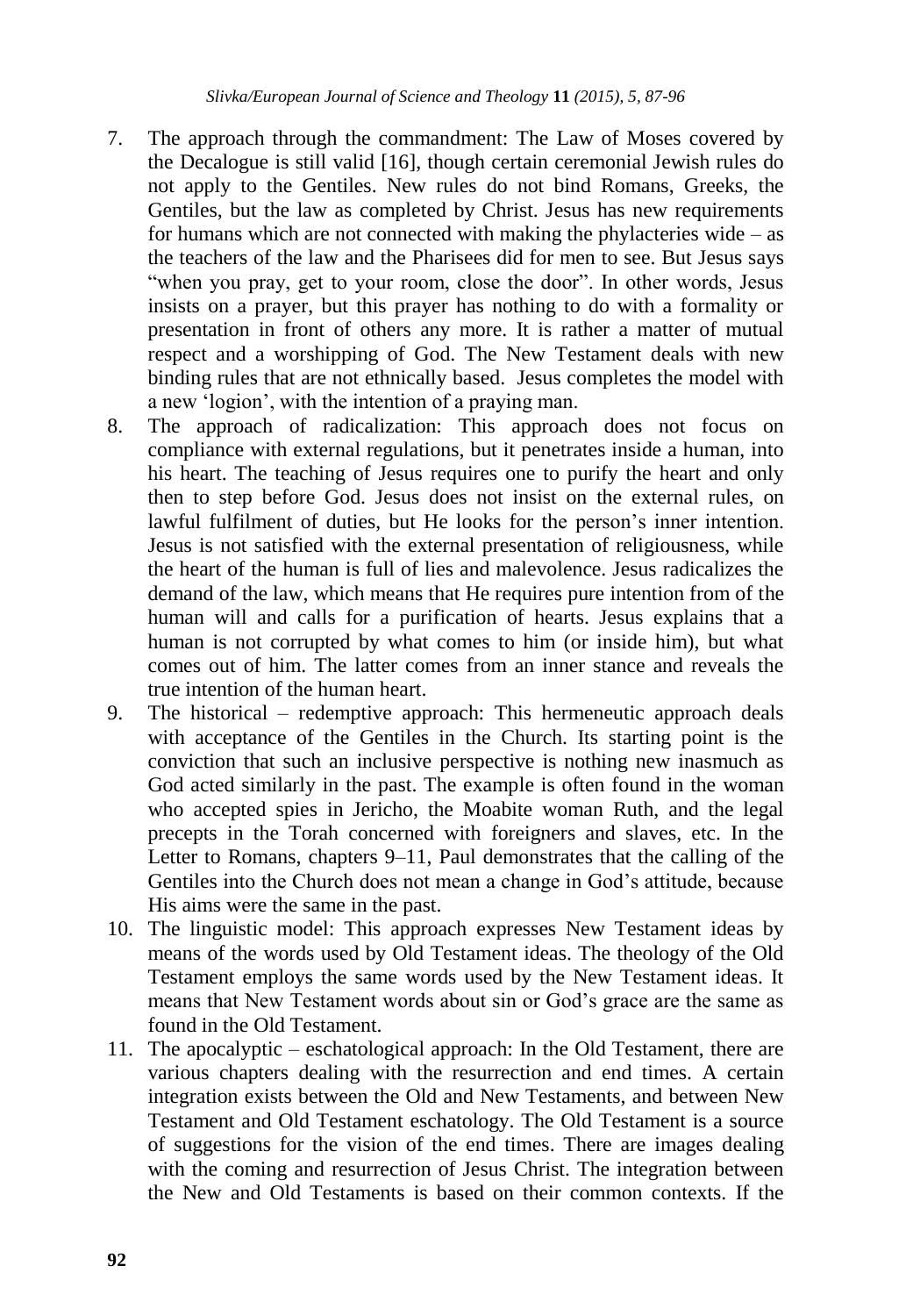7. The approach through the commandment: The Law of Moses covered by the Decalogue is still valid [16], though certain ceremonial Jewish rules do not apply to the Gentiles. New rules do not bind Romans, Greeks, the Gentiles, but the law as completed by Christ. Jesus has new requirements for humans which are not connected with making the phylacteries wide – as the teachers of the law and the Pharisees did for men to see. But Jesus says "when you pray, get to your room, close the door". In other words, Jesus insists on a prayer, but this prayer has nothing to do with a formality or presentation in front of others any more. It is rather a matter of mutual respect and a worshipping of God. The New Testament deals with new binding rules that are not ethnically based. Jesus completes the model with a new 'logion', with the intention of a praying man.
8. The approach of radicalization: This approach does not focus on compliance with external regulations, but it penetrates inside a human, into his heart. The teaching of Jesus requires one to purify the heart and only then to step before God. Jesus does not insist on the external rules, on lawful fulfilment of duties, but He looks for the person's inner intention. Jesus is not satisfied with the external presentation of religiousness, while the heart of the human is full of lies and malevolence. Jesus radicalizes the demand of the law, which means that He requires pure intention from of the human will and calls for a purification of hearts. Jesus explains that a human is not corrupted by what comes to him (or inside him), but what comes out of him. The latter comes from an inner stance and reveals the true intention of the human heart.
9. The historical – redemptive approach: This hermeneutic approach deals with acceptance of the Gentiles in the Church. Its starting point is the conviction that such an inclusive perspective is nothing new inasmuch as God acted similarly in the past. The example is often found in the woman who accepted spies in Jericho, the Moabite woman Ruth, and the legal precepts in the Torah concerned with foreigners and slaves, etc. In the Letter to Romans, chapters 9–11, Paul demonstrates that the calling of the Gentiles into the Church does not mean a change in God's attitude, because His aims were the same in the past.
10. The linguistic model: This approach expresses New Testament ideas by means of the words used by Old Testament ideas. The theology of the Old Testament employs the same words used by the New Testament ideas. It means that New Testament words about sin or God's grace are the same as found in the Old Testament.
11. The apocalyptic – eschatological approach: In the Old Testament, there are various chapters dealing with the resurrection and end times. A certain integration exists between the Old and New Testaments, and between New Testament and Old Testament eschatology. The Old Testament is a source of suggestions for the vision of the end times. There are images dealing with the coming and resurrection of Jesus Christ. The integration between the New and Old Testaments is based on their common contexts. If the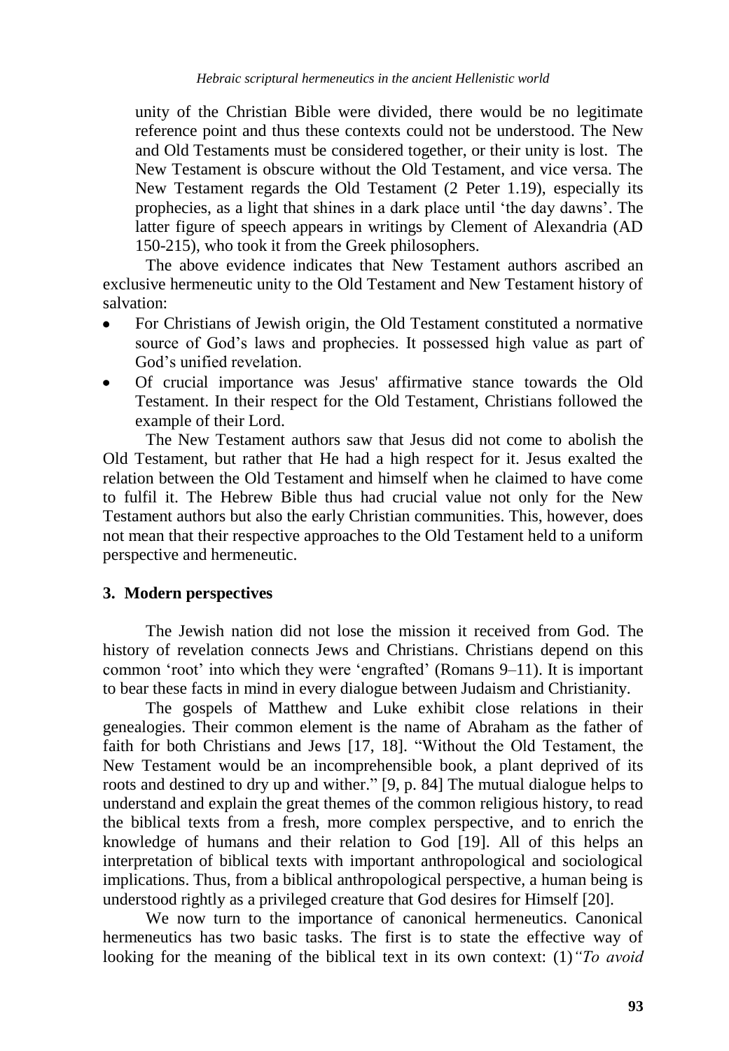unity of the Christian Bible were divided, there would be no legitimate reference point and thus these contexts could not be understood. The New and Old Testaments must be considered together, or their unity is lost. The New Testament is obscure without the Old Testament, and vice versa. The New Testament regards the Old Testament (2 Peter 1.19), especially its prophecies, as a light that shines in a dark place until 'the day dawns'. The latter figure of speech appears in writings by Clement of Alexandria (AD 150-215), who took it from the Greek philosophers.

The above evidence indicates that New Testament authors ascribed an exclusive hermeneutic unity to the Old Testament and New Testament history of salvation:

- For Christians of Jewish origin, the Old Testament constituted a normative source of God's laws and prophecies. It possessed high value as part of God's unified revelation.
- Of crucial importance was Jesus' affirmative stance towards the Old Testament. In their respect for the Old Testament, Christians followed the example of their Lord.

The New Testament authors saw that Jesus did not come to abolish the Old Testament, but rather that He had a high respect for it. Jesus exalted the relation between the Old Testament and himself when he claimed to have come to fulfil it. The Hebrew Bible thus had crucial value not only for the New Testament authors but also the early Christian communities. This, however, does not mean that their respective approaches to the Old Testament held to a uniform perspective and hermeneutic.

## 3. Modern perspectives

The Jewish nation did not lose the mission it received from God. The history of revelation connects Jews and Christians. Christians depend on this common 'root' into which they were 'engrafted' (Romans 9–11). It is important to bear these facts in mind in every dialogue between Judaism and Christianity.

The gospels of Matthew and Luke exhibit close relations in their genealogies. Their common element is the name of Abraham as the father of faith for both Christians and Jews [17, 18]. "Without the Old Testament, the New Testament would be an incomprehensible book, a plant deprived of its roots and destined to dry up and wither." [9, p. 84] The mutual dialogue helps to understand and explain the great themes of the common religious history, to read the biblical texts from a fresh, more complex perspective, and to enrich the knowledge of humans and their relation to God [19]. All of this helps an interpretation of biblical texts with important anthropological and sociological implications. Thus, from a biblical anthropological perspective, a human being is understood rightly as a privileged creature that God desires for Himself [20].

We now turn to the importance of canonical hermeneutics. Canonical hermeneutics has two basic tasks. The first is to state the effective way of looking for the meaning of the biblical text in its own context: (1) *"To avoid*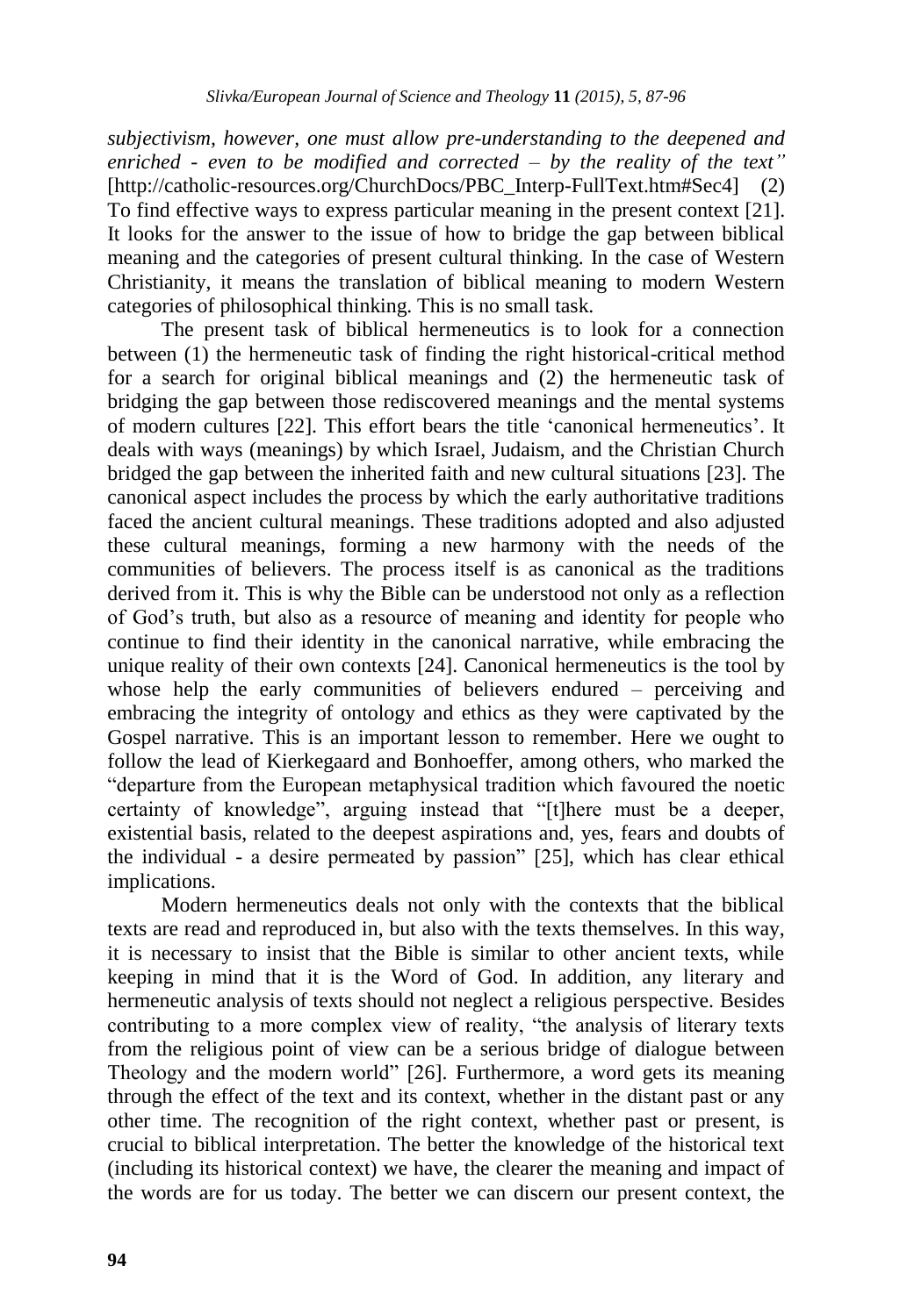*subjectivism, however, one must allow pre-understanding to the deepened and enriched - even to be modified and corrected – by the reality of the text”* [http://catholic-resources.org/ChurchDocs/PBC_Interp-FullText.htm#Sec4] (2) To find effective ways to express particular meaning in the present context [21]. It looks for the answer to the issue of how to bridge the gap between biblical meaning and the categories of present cultural thinking. In the case of Western Christianity, it means the translation of biblical meaning to modern Western categories of philosophical thinking. This is no small task.

The present task of biblical hermeneutics is to look for a connection between (1) the hermeneutic task of finding the right historical-critical method for a search for original biblical meanings and (2) the hermeneutic task of bridging the gap between those rediscovered meanings and the mental systems of modern cultures [22]. This effort bears the title ‘canonical hermeneutics’. It deals with ways (meanings) by which Israel, Judaism, and the Christian Church bridged the gap between the inherited faith and new cultural situations [23]. The canonical aspect includes the process by which the early authoritative traditions faced the ancient cultural meanings. These traditions adopted and also adjusted these cultural meanings, forming a new harmony with the needs of the communities of believers. The process itself is as canonical as the traditions derived from it. This is why the Bible can be understood not only as a reflection of God’s truth, but also as a resource of meaning and identity for people who continue to find their identity in the canonical narrative, while embracing the unique reality of their own contexts [24]. Canonical hermeneutics is the tool by whose help the early communities of believers endured – perceiving and embracing the integrity of ontology and ethics as they were captivated by the Gospel narrative. This is an important lesson to remember. Here we ought to follow the lead of Kierkegaard and Bonhoeffer, among others, who marked the “departure from the European metaphysical tradition which favoured the noetic certainty of knowledge”, arguing instead that “[t]here must be a deeper, existential basis, related to the deepest aspirations and, yes, fears and doubts of the individual - a desire permeated by passion” [25], which has clear ethical implications.

Modern hermeneutics deals not only with the contexts that the biblical texts are read and reproduced in, but also with the texts themselves. In this way, it is necessary to insist that the Bible is similar to other ancient texts, while keeping in mind that it is the Word of God. In addition, any literary and hermeneutic analysis of texts should not neglect a religious perspective. Besides contributing to a more complex view of reality, “the analysis of literary texts from the religious point of view can be a serious bridge of dialogue between Theology and the modern world” [26]. Furthermore, a word gets its meaning through the effect of the text and its context, whether in the distant past or any other time. The recognition of the right context, whether past or present, is crucial to biblical interpretation. The better the knowledge of the historical text (including its historical context) we have, the clearer the meaning and impact of the words are for us today. The better we can discern our present context, the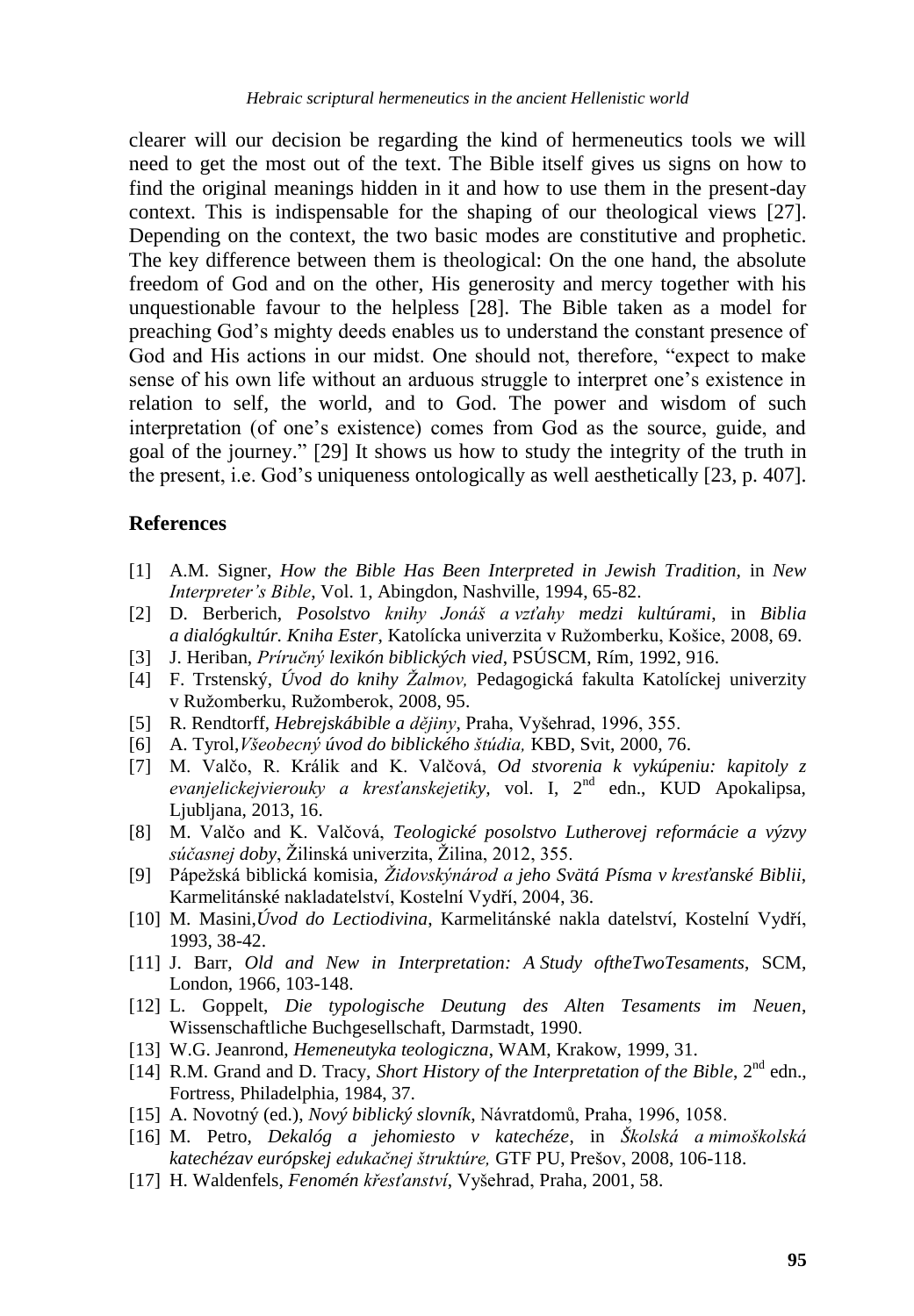clearer will our decision be regarding the kind of hermeneutics tools we will need to get the most out of the text. The Bible itself gives us signs on how to find the original meanings hidden in it and how to use them in the present-day context. This is indispensable for the shaping of our theological views [27]. Depending on the context, the two basic modes are constitutive and prophetic. The key difference between them is theological: On the one hand, the absolute freedom of God and on the other, His generosity and mercy together with his unquestionable favour to the helpless [28]. The Bible taken as a model for preaching God's mighty deeds enables us to understand the constant presence of God and His actions in our midst. One should not, therefore, "expect to make sense of his own life without an arduous struggle to interpret one's existence in relation to self, the world, and to God. The power and wisdom of such interpretation (of one's existence) comes from God as the source, guide, and goal of the journey." [29] It shows us how to study the integrity of the truth in the present, i.e. God's uniqueness ontologically as well aesthetically [23, p. 407].

## References

[1] A.M. Signer, *How the Bible Has Been Interpreted in Jewish Tradition*, in *New Interpreter's Bible*, Vol. 1, Abingdon, Nashville, 1994, 65-82.

[2] D. Berberich, *Posolstvo knihy Jonáš a vzťahy medzi kultúrami*, in *Biblia a dialógkultúr. Kniha Ester*, Katolícka univerzita v Ružomberku, Košice, 2008, 69.

[3] J. Heriban, *Príručný lexikón biblických vied*, PSÚSCM, Rím, 1992, 916.

[4] F. Trstenský, *Úvod do knihy Žalmov,* Pedagogická fakulta Katolíckej univerzity v Ružomberku, Ružomberok, 2008, 95.

[5] R. Rendtorff, *Hebrejskábible a dějiny*, Praha, Vyšehrad, 1996, 355.

[6] A. Tyrol,*Všeobecný úvod do biblického štúdia,* KBD, Svit, 2000, 76.

[7] M. Valčo, R. Králik and K. Valčová, *Od stvorenia k vykúpeniu: kapitoly z evanjelickejvierouky a kresťanskejetiky,* vol. I, 2nd edn., KUD Apokalipsa, Ljubljana, 2013, 16.

[8] M. Valčo and K. Valčová, *Teologické posolstvo Lutherovej reformácie a výzvy súčasnej doby*, Žilinská univerzita, Žilina, 2012, 355.

[9] Pápežská biblická komisia, *Židovskýnárod a jeho Svätá Písma v kresťanské Biblii*, Karmelitánské nakladatelství, Kostelní Vydří, 2004, 36.

[10] M. Masini,*Úvod do Lectiodivina*, Karmelitánské nakla datelství, Kostelní Vydří, 1993, 38-42.

[11] J. Barr, *Old and New in Interpretation: A Study oftheTwoTesaments*, SCM, London, 1966, 103-148.

[12] L. Goppelt, *Die typologische Deutung des Alten Tesaments im Neuen*, Wissenschaftliche Buchgesellschaft, Darmstadt, 1990.

[13] W.G. Jeanrond, *Hemeneutyka teologiczna*, WAM, Krakow, 1999, 31.

[14] R.M. Grand and D. Tracy, *Short History of the Interpretation of the Bible*, 2nd edn., Fortress, Philadelphia, 1984, 37.

[15] A. Novotný (ed.), *Nový biblický slovník*, Návratdomů, Praha, 1996, 1058.

[16] M. Petro, *Dekalóg a jehomiesto v katechéze*, in *Školská a mimoškolská katechézav európskej edukačnej štruktúre,* GTF PU, Prešov, 2008, 106-118.

[17] H. Waldenfels, *Fenomén křesťanství*, Vyšehrad, Praha, 2001, 58.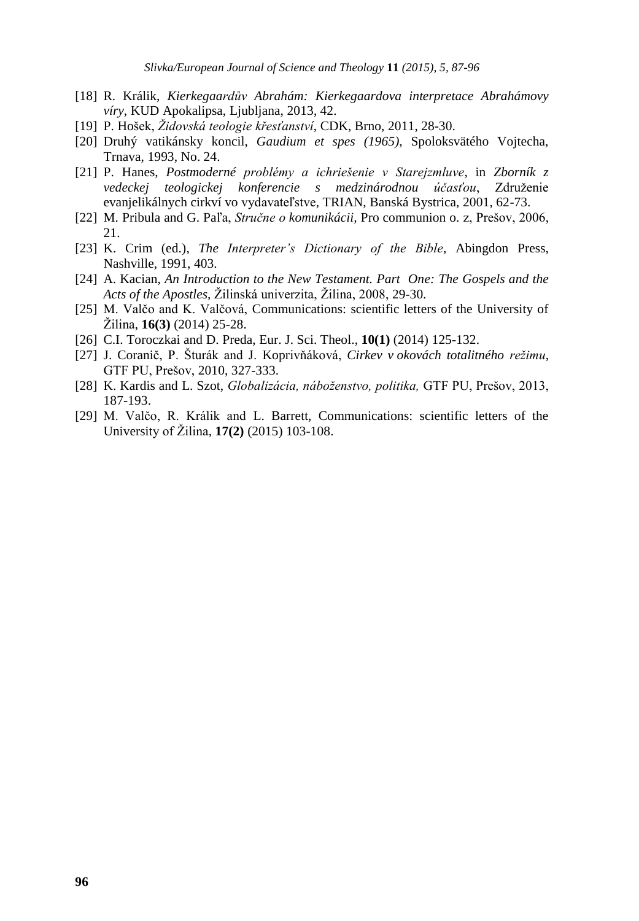[18] R. Králik, *Kierkegaardův Abrahám: Kierkegaardova interpretace Abrahámovy víry*, KUD Apokalipsa, Ljubljana, 2013, 42.

[19] P. Hošek, *Židovská teologie křesťanství*, CDK, Brno, 2011, 28-30.

[20] Druhý vatikánsky koncil, *Gaudium et spes (1965)*, Spoloksvätého Vojtecha, Trnava, 1993, No. 24.

[21] P. Hanes, *Postmoderné problémy a ichriešenie v Starejzmluve*, in *Zborník z vedeckej teologickej konferencie s medzinárodnou účasťou*, Združenie evanjelikálnych cirkví vo vydavateľstve, TRIAN, Banská Bystrica, 2001, 62-73.

[22] M. Pribula and G. Paľa, *Stručne o komunikácii*, Pro communion o. z, Prešov, 2006, 21.

[23] K. Crim (ed.), *The Interpreter's Dictionary of the Bible*, Abingdon Press, Nashville, 1991, 403.

[24] A. Kacian, *An Introduction to the New Testament. Part One: The Gospels and the Acts of the Apostles*, Žilinská univerzita, Žilina, 2008, 29-30.

[25] M. Valčo and K. Valčová, Communications: scientific letters of the University of Žilina, **16(3)** (2014) 25-28.

[26] C.I. Toroczkai and D. Preda, Eur. J. Sci. Theol., **10(1)** (2014) 125-132.

[27] J. Coranič, P. Šturák and J. Koprivňáková, *Cirkev v okovách totalitného režimu*, GTF PU, Prešov, 2010, 327-333.

[28] K. Kardis and L. Szot, *Globalizácia, náboženstvo, politika,* GTF PU, Prešov, 2013, 187-193.

[29] M. Valčo, R. Králik and L. Barrett, Communications: scientific letters of the University of Žilina, **17(2)** (2015) 103-108.